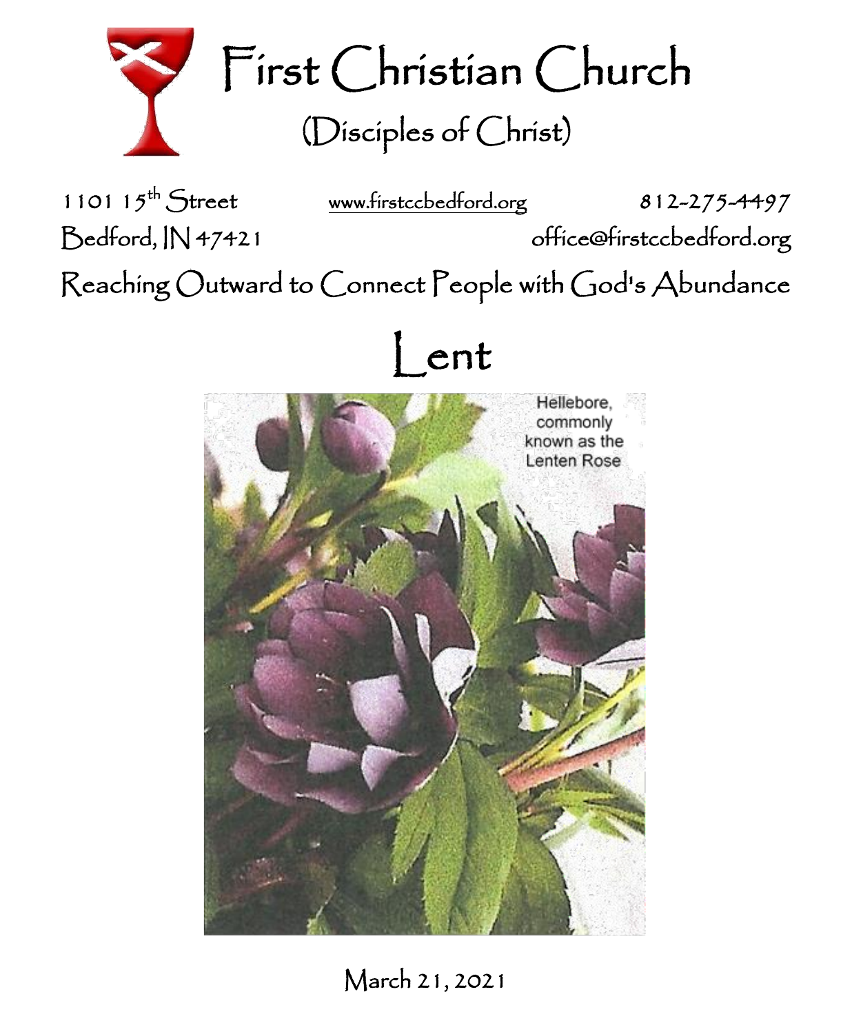# First Christian Church

## (Disciples of Christ)

1101 15th Street
Bedford, IN 47421

www.firstccbedford.org

812-275-4497
office@firstccbedford.org

Reaching Outward to Connect People with God's Abundance

# Lent

Hellebore, commonly known as the Lenten Rose

March 21, 2021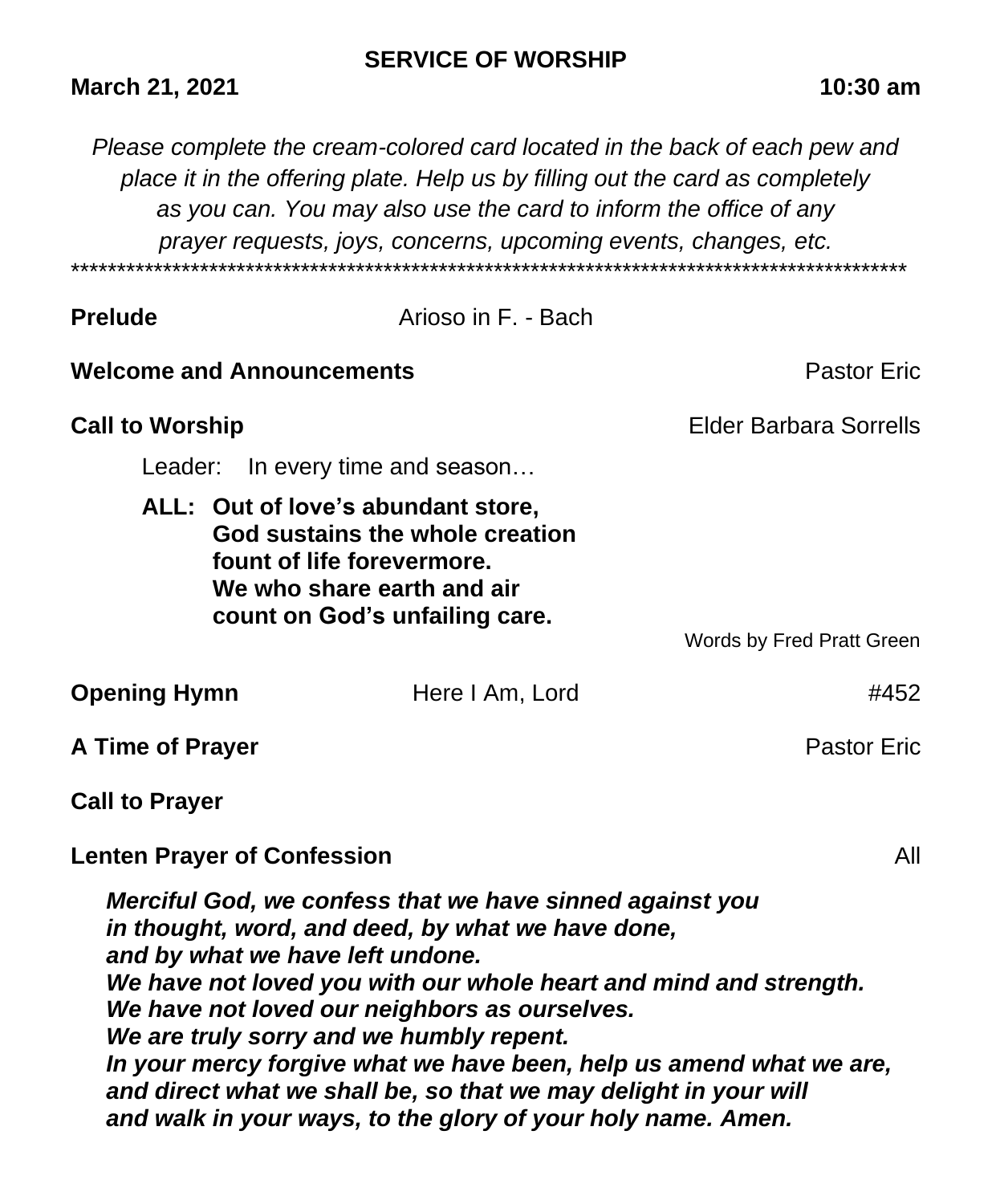**SERVICE OF WORSHIP**

**March 21, 2021** **10:30 am**

*Please complete the cream-colored card located in the back of each pew and place it in the offering plate. Help us by filling out the card as completely as you can. You may also use the card to inform the office of any prayer requests, joys, concerns, upcoming events, changes, etc.*

****************************************************************************************

**Prelude** Arioso in F. - Bach

**Welcome and Announcements** Pastor Eric

**Call to Worship** Elder Barbara Sorrells

Leader: In every time and season…

**ALL: Out of love's abundant store,
God sustains the whole creation
fount of life forevermore.
We who share earth and air
count on God's unfailing care.**

Words by Fred Pratt Green

**Opening Hymn** Here I Am, Lord #452

**A Time of Prayer** Pastor Eric

**Call to Prayer**

**Lenten Prayer of Confession** All

***Merciful God, we confess that we have sinned against you
in thought, word, and deed, by what we have done,
and by what we have left undone.
We have not loved you with our whole heart and mind and strength.
We have not loved our neighbors as ourselves.
We are truly sorry and we humbly repent.
In your mercy forgive what we have been, help us amend what we are,
and direct what we shall be, so that we may delight in your will
and walk in your ways, to the glory of your holy name. Amen.***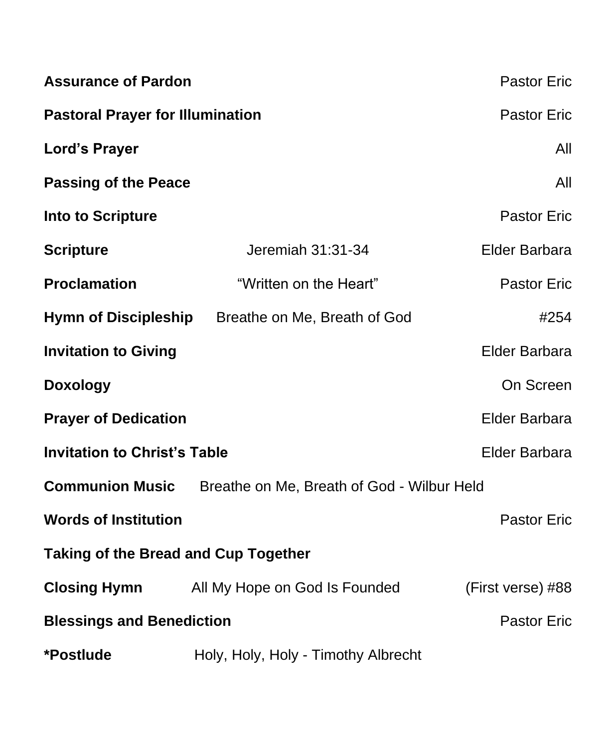| | | |
|---|---|---|
| **Assurance of Pardon** | | Pastor Eric |
| **Pastoral Prayer for Illumination** | | Pastor Eric |
| **Lord's Prayer** | | All |
| **Passing of the Peace** | | All |
| **Into to Scripture** | | Pastor Eric |
| **Scripture** | Jeremiah 31:31-34 | Elder Barbara |
| **Proclamation** | "Written on the Heart" | Pastor Eric |
| **Hymn of Discipleship** | Breathe on Me, Breath of God | #254 |
| **Invitation to Giving** | | Elder Barbara |
| **Doxology** | | On Screen |
| **Prayer of Dedication** | | Elder Barbara |
| **Invitation to Christ's Table** | | Elder Barbara |
| **Communion Music** | Breathe on Me, Breath of God - Wilbur Held | |
| **Words of Institution** | | Pastor Eric |
| **Taking of the Bread and Cup Together** | | |
| **Closing Hymn** | All My Hope on God Is Founded | (First verse) #88 |
| **Blessings and Benediction** | | Pastor Eric |
| ***Postlude** | Holy, Holy, Holy - Timothy Albrecht | |